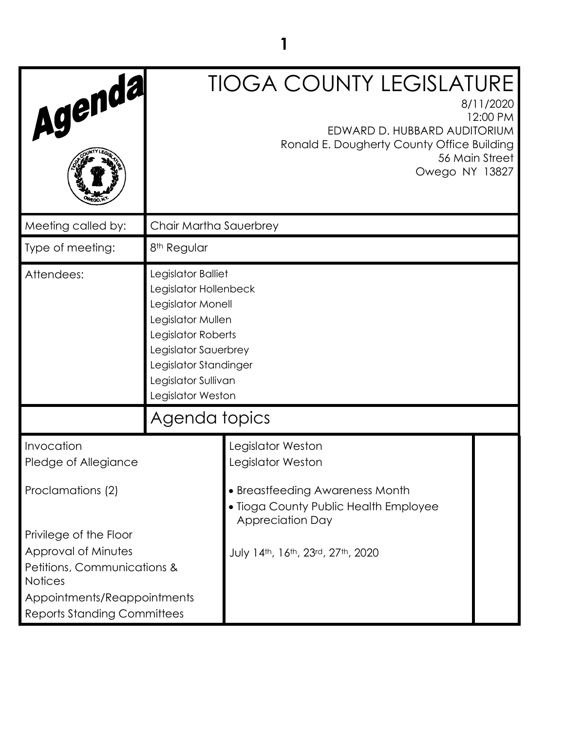# Agenda

# TIOGA COUNTY LEGISLATURE

8/11/2020
12:00 PM
EDWARD D. HUBBARD AUDITORIUM
Ronald E. Dougherty County Office Building
56 Main Street
Owego NY 13827

| | |
|---|---|
| Meeting called by: | Chair Martha Sauerbrey |
| Type of meeting: | 8th Regular |
| Attendees: | Legislator Balliet<br>Legislator Hollenbeck<br>Legislator Monell<br>Legislator Mullen<br>Legislator Roberts<br>Legislator Sauerbrey<br>Legislator Standinger<br>Legislator Sullivan<br>Legislator Weston |

## Agenda topics

| | | |
|---|---|---|
| Invocation | Legislator Weston | |
| Pledge of Allegiance | Legislator Weston | |
| Proclamations (2) | • Breastfeeding Awareness Month<br>• Tioga County Public Health Employee Appreciation Day | |
| Privilege of the Floor | | |
| Approval of Minutes | July 14th, 16th, 23rd, 27th, 2020 | |
| Petitions, Communications & Notices | | |
| Appointments/Reappointments | | |
| Reports Standing Committees | | |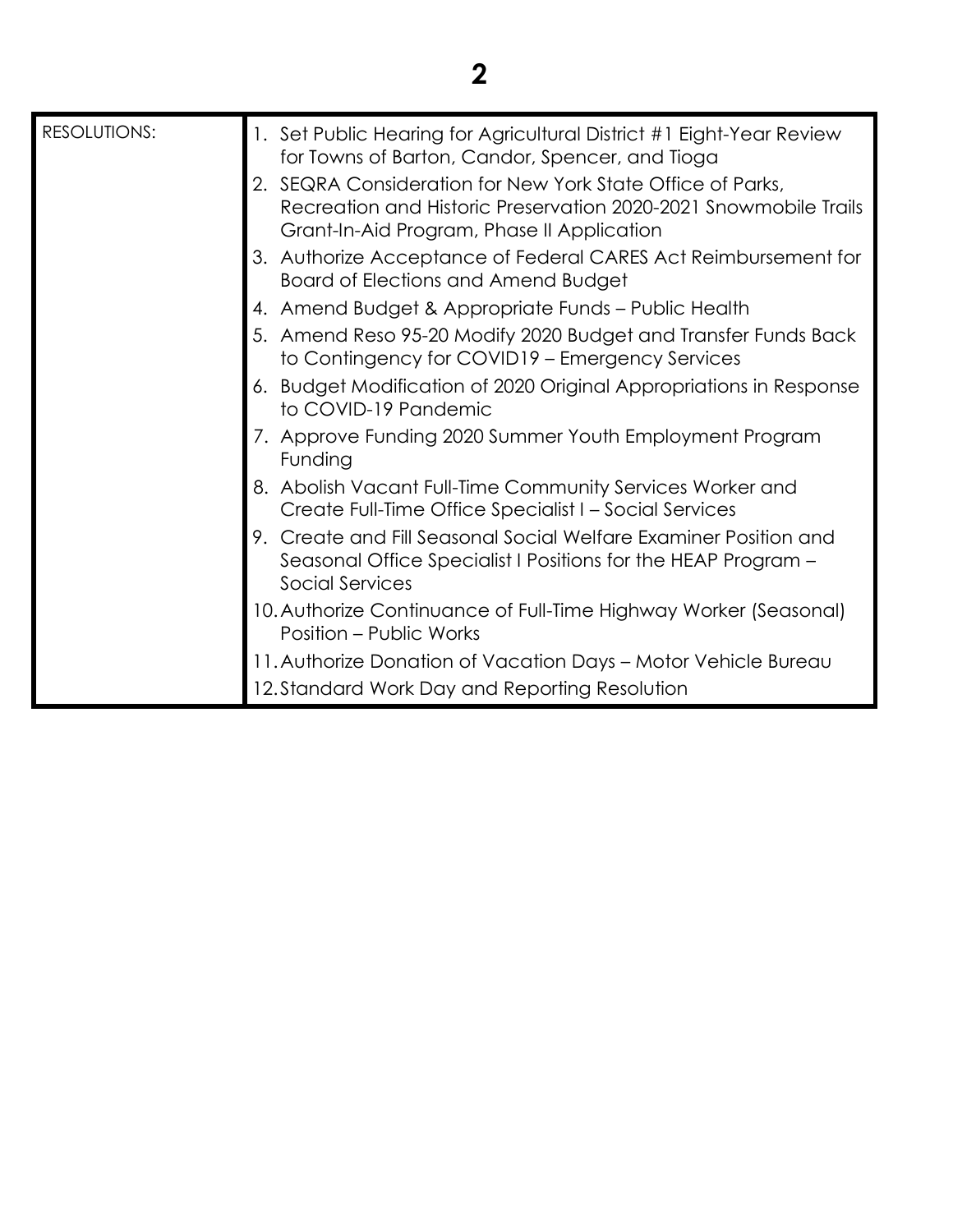| RESOLUTIONS: | 1. Set Public Hearing for Agricultural District #1 Eight-Year Review for Towns of Barton, Candor, Spencer, and Tioga<br>2. SEQRA Consideration for New York State Office of Parks, Recreation and Historic Preservation 2020-2021 Snowmobile Trails Grant-In-Aid Program, Phase II Application<br>3. Authorize Acceptance of Federal CARES Act Reimbursement for Board of Elections and Amend Budget<br>4. Amend Budget & Appropriate Funds – Public Health<br>5. Amend Reso 95-20 Modify 2020 Budget and Transfer Funds Back to Contingency for COVID19 – Emergency Services<br>6. Budget Modification of 2020 Original Appropriations in Response to COVID-19 Pandemic<br>7. Approve Funding 2020 Summer Youth Employment Program Funding<br>8. Abolish Vacant Full-Time Community Services Worker and Create Full-Time Office Specialist I – Social Services<br>9. Create and Fill Seasonal Social Welfare Examiner Position and Seasonal Office Specialist I Positions for the HEAP Program – Social Services<br>10. Authorize Continuance of Full-Time Highway Worker (Seasonal) Position – Public Works<br>11. Authorize Donation of Vacation Days – Motor Vehicle Bureau<br>12. Standard Work Day and Reporting Resolution |
|---|---|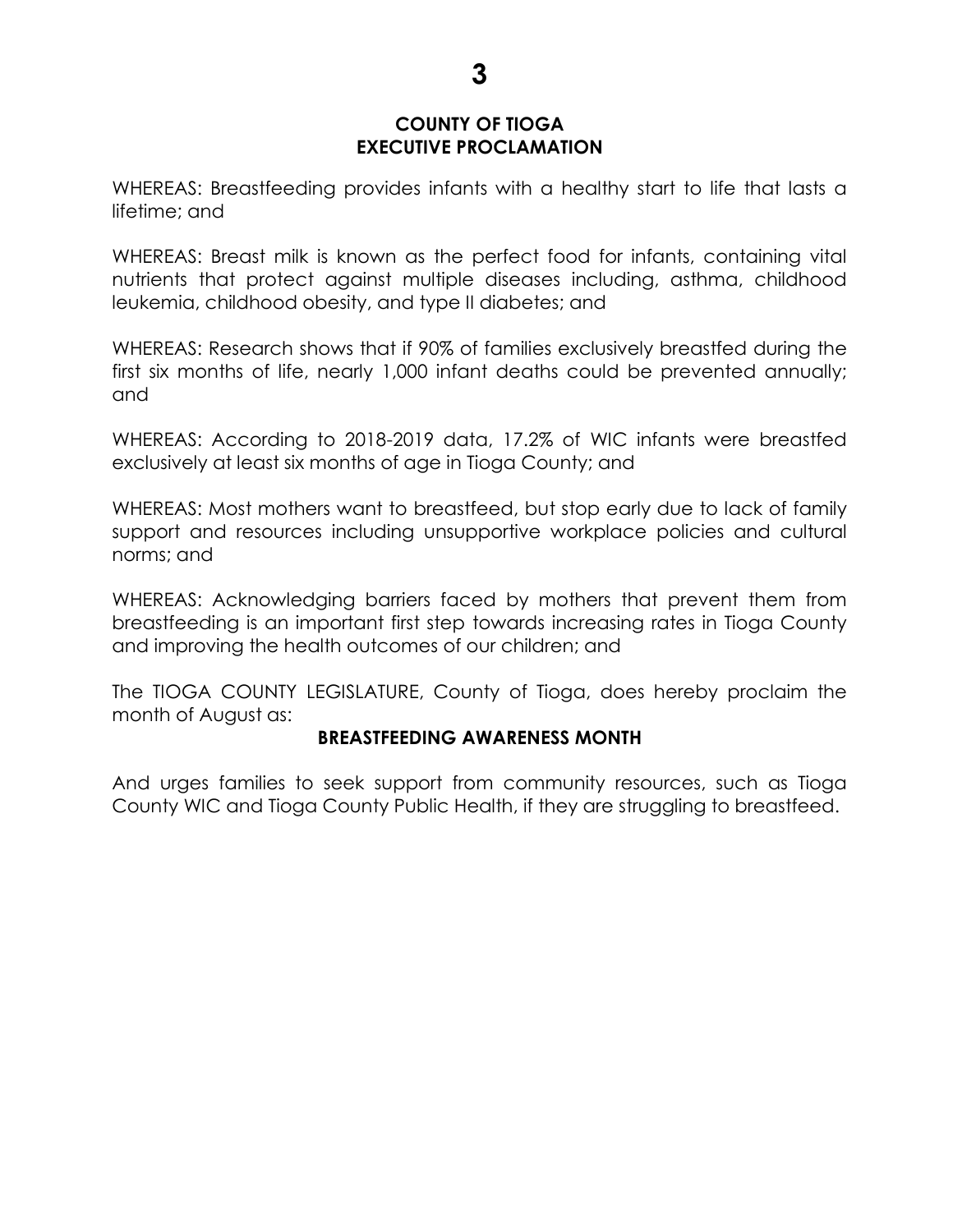**COUNTY OF TIOGA**
**EXECUTIVE PROCLAMATION**

WHEREAS: Breastfeeding provides infants with a healthy start to life that lasts a lifetime; and

WHEREAS: Breast milk is known as the perfect food for infants, containing vital nutrients that protect against multiple diseases including, asthma, childhood leukemia, childhood obesity, and type II diabetes; and

WHEREAS: Research shows that if 90% of families exclusively breastfed during the first six months of life, nearly 1,000 infant deaths could be prevented annually; and

WHEREAS: According to 2018-2019 data, 17.2% of WIC infants were breastfed exclusively at least six months of age in Tioga County; and

WHEREAS: Most mothers want to breastfeed, but stop early due to lack of family support and resources including unsupportive workplace policies and cultural norms; and

WHEREAS: Acknowledging barriers faced by mothers that prevent them from breastfeeding is an important first step towards increasing rates in Tioga County and improving the health outcomes of our children; and

The TIOGA COUNTY LEGISLATURE, County of Tioga, does hereby proclaim the month of August as:

**BREASTFEEDING AWARENESS MONTH**

And urges families to seek support from community resources, such as Tioga County WIC and Tioga County Public Health, if they are struggling to breastfeed.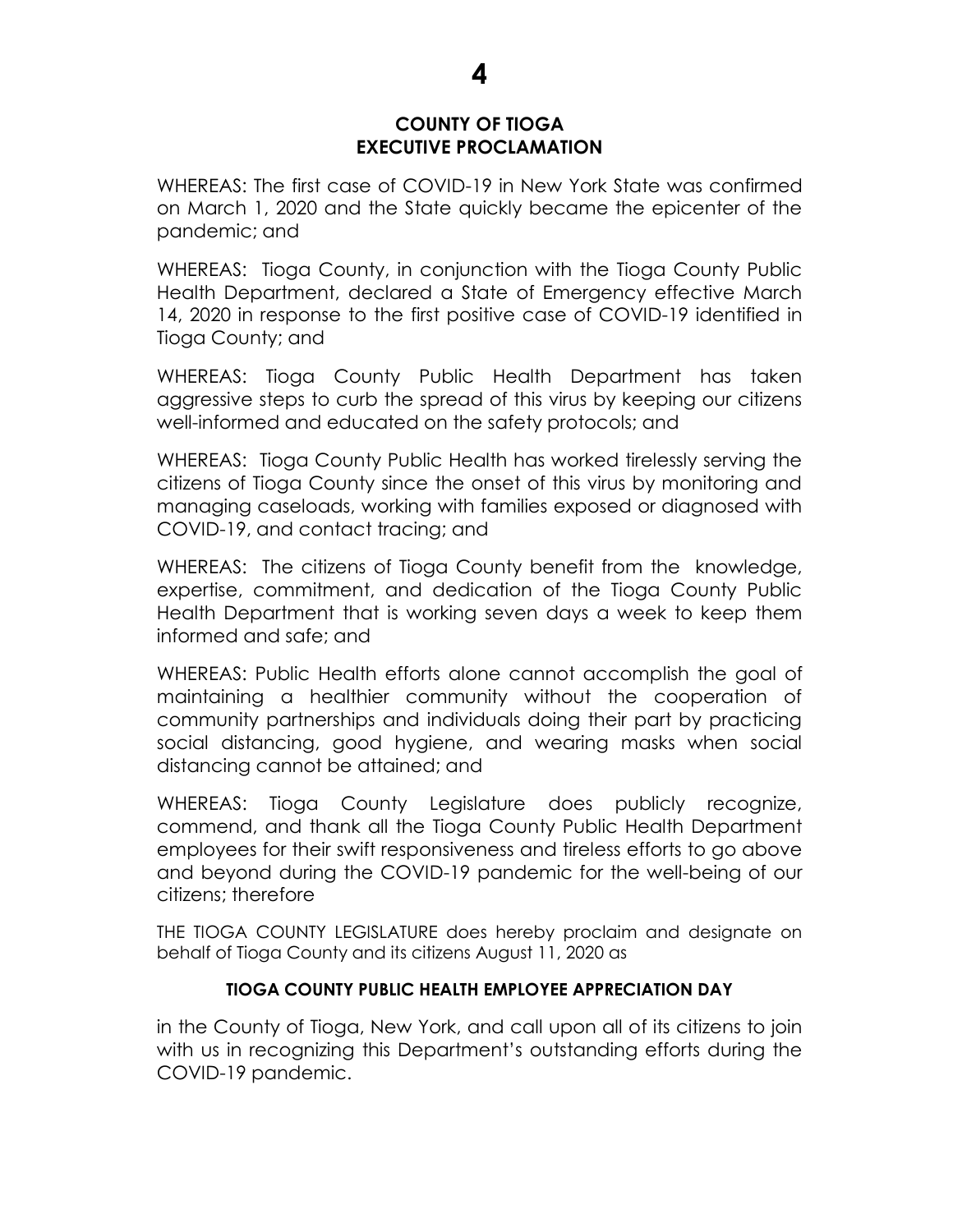**COUNTY OF TIOGA**
**EXECUTIVE PROCLAMATION**

WHEREAS: The first case of COVID-19 in New York State was confirmed on March 1, 2020 and the State quickly became the epicenter of the pandemic; and

WHEREAS: Tioga County, in conjunction with the Tioga County Public Health Department, declared a State of Emergency effective March 14, 2020 in response to the first positive case of COVID-19 identified in Tioga County; and

WHEREAS: Tioga County Public Health Department has taken aggressive steps to curb the spread of this virus by keeping our citizens well-informed and educated on the safety protocols; and

WHEREAS: Tioga County Public Health has worked tirelessly serving the citizens of Tioga County since the onset of this virus by monitoring and managing caseloads, working with families exposed or diagnosed with COVID-19, and contact tracing; and

WHEREAS: The citizens of Tioga County benefit from the knowledge, expertise, commitment, and dedication of the Tioga County Public Health Department that is working seven days a week to keep them informed and safe; and

WHEREAS: Public Health efforts alone cannot accomplish the goal of maintaining a healthier community without the cooperation of community partnerships and individuals doing their part by practicing social distancing, good hygiene, and wearing masks when social distancing cannot be attained; and

WHEREAS: Tioga County Legislature does publicly recognize, commend, and thank all the Tioga County Public Health Department employees for their swift responsiveness and tireless efforts to go above and beyond during the COVID-19 pandemic for the well-being of our citizens; therefore

THE TIOGA COUNTY LEGISLATURE does hereby proclaim and designate on behalf of Tioga County and its citizens August 11, 2020 as

**TIOGA COUNTY PUBLIC HEALTH EMPLOYEE APPRECIATION DAY**

in the County of Tioga, New York, and call upon all of its citizens to join with us in recognizing this Department's outstanding efforts during the COVID-19 pandemic.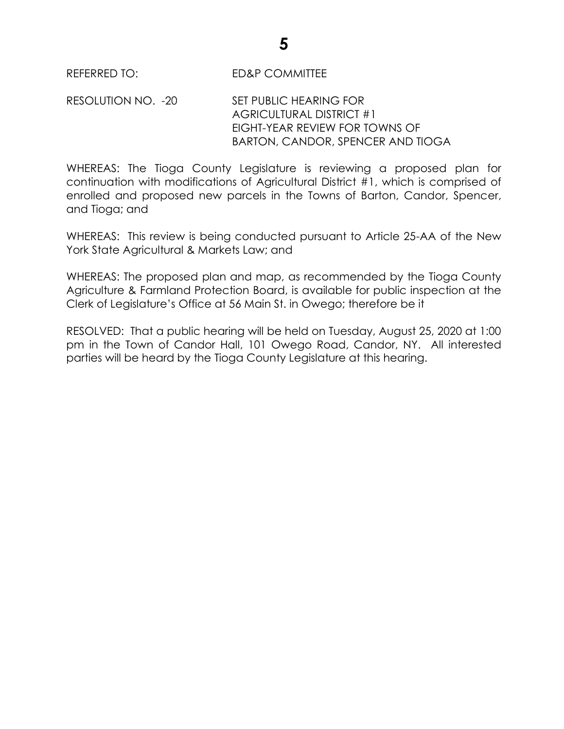REFERRED TO: ED&P COMMITTEE

RESOLUTION NO. -20 SET PUBLIC HEARING FOR AGRICULTURAL DISTRICT #1 EIGHT-YEAR REVIEW FOR TOWNS OF BARTON, CANDOR, SPENCER AND TIOGA

WHEREAS: The Tioga County Legislature is reviewing a proposed plan for continuation with modifications of Agricultural District #1, which is comprised of enrolled and proposed new parcels in the Towns of Barton, Candor, Spencer, and Tioga; and

WHEREAS: This review is being conducted pursuant to Article 25-AA of the New York State Agricultural & Markets Law; and

WHEREAS: The proposed plan and map, as recommended by the Tioga County Agriculture & Farmland Protection Board, is available for public inspection at the Clerk of Legislature's Office at 56 Main St. in Owego; therefore be it

RESOLVED: That a public hearing will be held on Tuesday, August 25, 2020 at 1:00 pm in the Town of Candor Hall, 101 Owego Road, Candor, NY. All interested parties will be heard by the Tioga County Legislature at this hearing.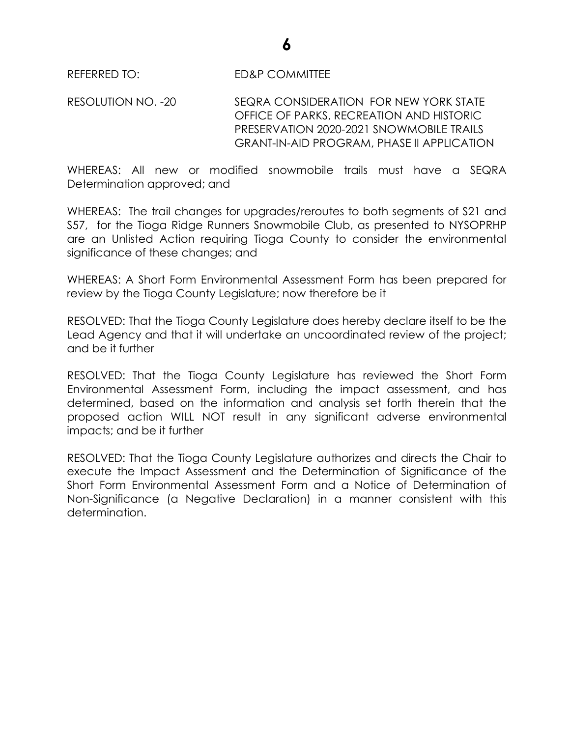REFERRED TO: ED&P COMMITTEE

RESOLUTION NO. -20 SEQRA CONSIDERATION FOR NEW YORK STATE OFFICE OF PARKS, RECREATION AND HISTORIC PRESERVATION 2020-2021 SNOWMOBILE TRAILS GRANT-IN-AID PROGRAM, PHASE II APPLICATION

WHEREAS: All new or modified snowmobile trails must have a SEQRA Determination approved; and

WHEREAS: The trail changes for upgrades/reroutes to both segments of S21 and S57, for the Tioga Ridge Runners Snowmobile Club, as presented to NYSOPRHP are an Unlisted Action requiring Tioga County to consider the environmental significance of these changes; and

WHEREAS: A Short Form Environmental Assessment Form has been prepared for review by the Tioga County Legislature; now therefore be it

RESOLVED: That the Tioga County Legislature does hereby declare itself to be the Lead Agency and that it will undertake an uncoordinated review of the project; and be it further

RESOLVED: That the Tioga County Legislature has reviewed the Short Form Environmental Assessment Form, including the impact assessment, and has determined, based on the information and analysis set forth therein that the proposed action WILL NOT result in any significant adverse environmental impacts; and be it further

RESOLVED: That the Tioga County Legislature authorizes and directs the Chair to execute the Impact Assessment and the Determination of Significance of the Short Form Environmental Assessment Form and a Notice of Determination of Non-Significance (a Negative Declaration) in a manner consistent with this determination.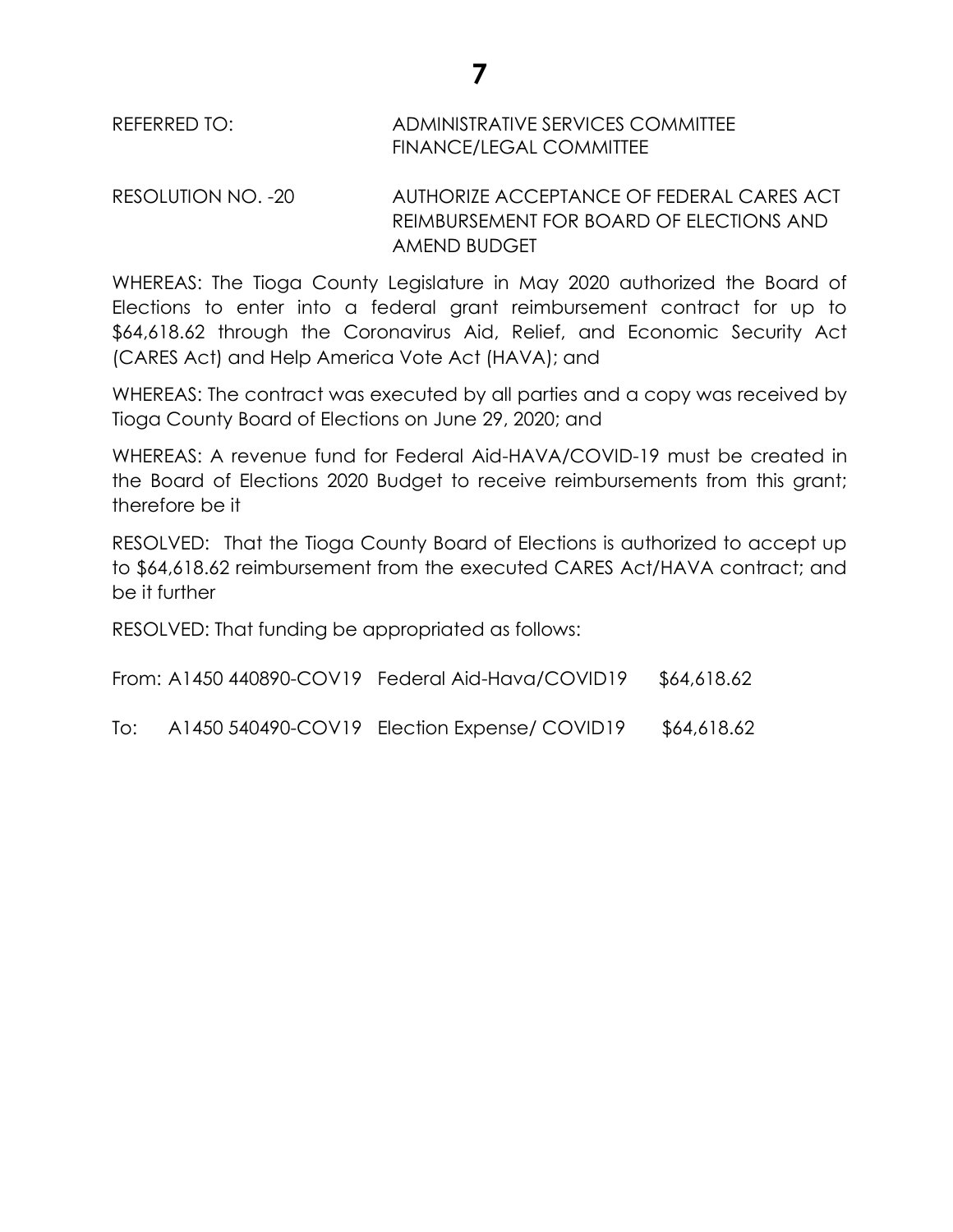REFERRED TO: ADMINISTRATIVE SERVICES COMMITTEE
FINANCE/LEGAL COMMITTEE

RESOLUTION NO. -20 AUTHORIZE ACCEPTANCE OF FEDERAL CARES ACT REIMBURSEMENT FOR BOARD OF ELECTIONS AND AMEND BUDGET

WHEREAS: The Tioga County Legislature in May 2020 authorized the Board of Elections to enter into a federal grant reimbursement contract for up to $64,618.62 through the Coronavirus Aid, Relief, and Economic Security Act (CARES Act) and Help America Vote Act (HAVA); and

WHEREAS: The contract was executed by all parties and a copy was received by Tioga County Board of Elections on June 29, 2020; and

WHEREAS: A revenue fund for Federal Aid-HAVA/COVID-19 must be created in the Board of Elections 2020 Budget to receive reimbursements from this grant; therefore be it

RESOLVED: That the Tioga County Board of Elections is authorized to accept up to $64,618.62 reimbursement from the executed CARES Act/HAVA contract; and be it further

RESOLVED: That funding be appropriated as follows:

From: A1450 440890-COV19 Federal Aid-Hava/COVID19 $64,618.62

To: A1450 540490-COV19 Election Expense/ COVID19 $64,618.62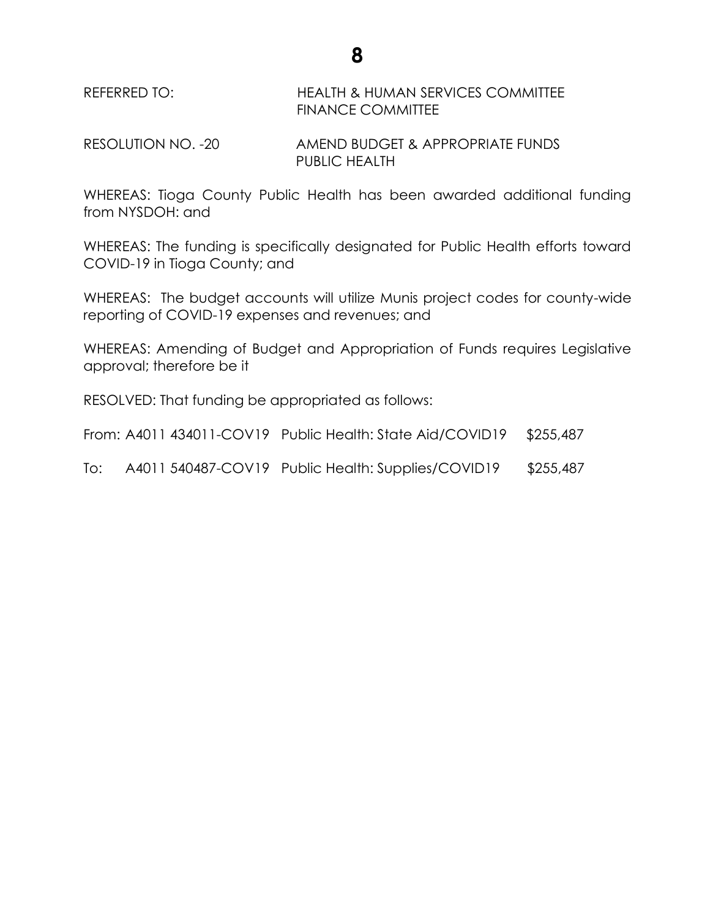REFERRED TO: HEALTH & HUMAN SERVICES COMMITTEE
FINANCE COMMITTEE

RESOLUTION NO. -20 AMEND BUDGET & APPROPRIATE FUNDS
PUBLIC HEALTH

WHEREAS: Tioga County Public Health has been awarded additional funding from NYSDOH: and

WHEREAS: The funding is specifically designated for Public Health efforts toward COVID-19 in Tioga County; and

WHEREAS: The budget accounts will utilize Munis project codes for county-wide reporting of COVID-19 expenses and revenues; and

WHEREAS: Amending of Budget and Appropriation of Funds requires Legislative approval; therefore be it

RESOLVED: That funding be appropriated as follows:

From: A4011 434011-COV19 Public Health: State Aid/COVID19 $255,487

To: A4011 540487-COV19 Public Health: Supplies/COVID19 $255,487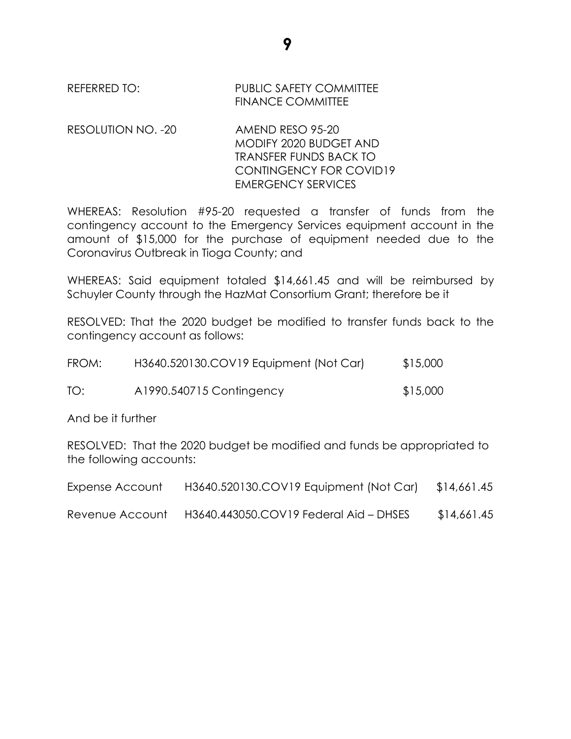REFERRED TO: PUBLIC SAFETY COMMITTEE
FINANCE COMMITTEE

RESOLUTION NO. -20 AMEND RESO 95-20
MODIFY 2020 BUDGET AND
TRANSFER FUNDS BACK TO
CONTINGENCY FOR COVID19
EMERGENCY SERVICES

WHEREAS: Resolution #95-20 requested a transfer of funds from the contingency account to the Emergency Services equipment account in the amount of $15,000 for the purchase of equipment needed due to the Coronavirus Outbreak in Tioga County; and

WHEREAS: Said equipment totaled $14,661.45 and will be reimbursed by Schuyler County through the HazMat Consortium Grant; therefore be it

RESOLVED: That the 2020 budget be modified to transfer funds back to the contingency account as follows:

| | | |
|---|---|---|
| FROM: | H3640.520130.COV19 Equipment (Not Car) | $15,000 |
| TO: | A1990.540715 Contingency | $15,000 |

And be it further

RESOLVED: That the 2020 budget be modified and funds be appropriated to the following accounts:

| | | |
|---|---|---|
| Expense Account | H3640.520130.COV19 Equipment (Not Car) | $14,661.45 |
| Revenue Account | H3640.443050.COV19 Federal Aid – DHSES | $14,661.45 |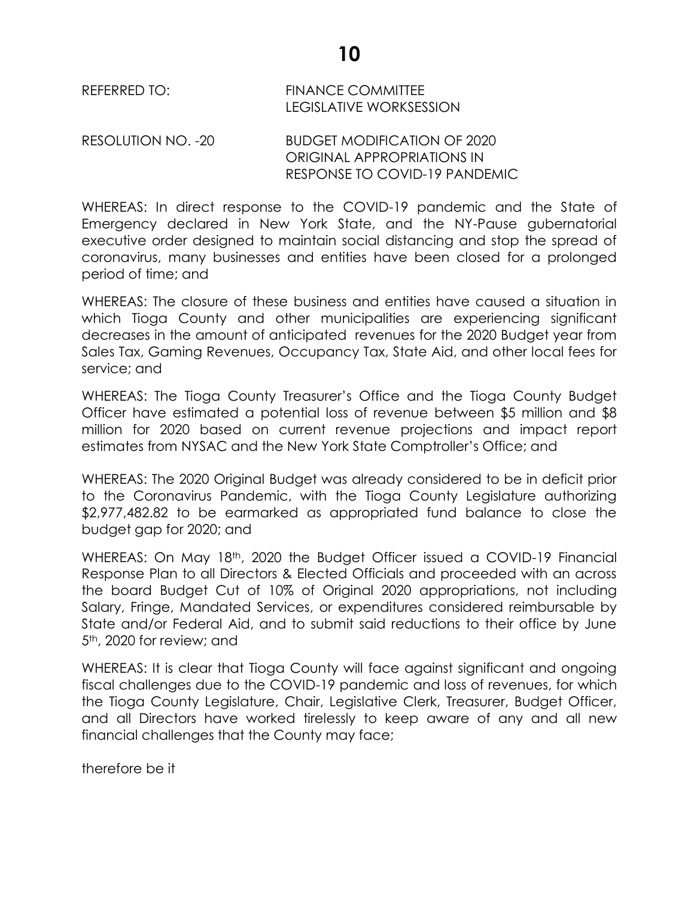REFERRED TO: FINANCE COMMITTEE
LEGISLATIVE WORKSESSION

RESOLUTION NO. -20 BUDGET MODIFICATION OF 2020
ORIGINAL APPROPRIATIONS IN
RESPONSE TO COVID-19 PANDEMIC

WHEREAS: In direct response to the COVID-19 pandemic and the State of Emergency declared in New York State, and the NY-Pause gubernatorial executive order designed to maintain social distancing and stop the spread of coronavirus, many businesses and entities have been closed for a prolonged period of time; and

WHEREAS: The closure of these business and entities have caused a situation in which Tioga County and other municipalities are experiencing significant decreases in the amount of anticipated revenues for the 2020 Budget year from Sales Tax, Gaming Revenues, Occupancy Tax, State Aid, and other local fees for service; and

WHEREAS: The Tioga County Treasurer's Office and the Tioga County Budget Officer have estimated a potential loss of revenue between $5 million and $8 million for 2020 based on current revenue projections and impact report estimates from NYSAC and the New York State Comptroller's Office; and

WHEREAS: The 2020 Original Budget was already considered to be in deficit prior to the Coronavirus Pandemic, with the Tioga County Legislature authorizing $2,977,482.82 to be earmarked as appropriated fund balance to close the budget gap for 2020; and

WHEREAS: On May 18th, 2020 the Budget Officer issued a COVID-19 Financial Response Plan to all Directors & Elected Officials and proceeded with an across the board Budget Cut of 10% of Original 2020 appropriations, not including Salary, Fringe, Mandated Services, or expenditures considered reimbursable by State and/or Federal Aid, and to submit said reductions to their office by June 5th, 2020 for review; and

WHEREAS: It is clear that Tioga County will face against significant and ongoing fiscal challenges due to the COVID-19 pandemic and loss of revenues, for which the Tioga County Legislature, Chair, Legislative Clerk, Treasurer, Budget Officer, and all Directors have worked tirelessly to keep aware of any and all new financial challenges that the County may face;

therefore be it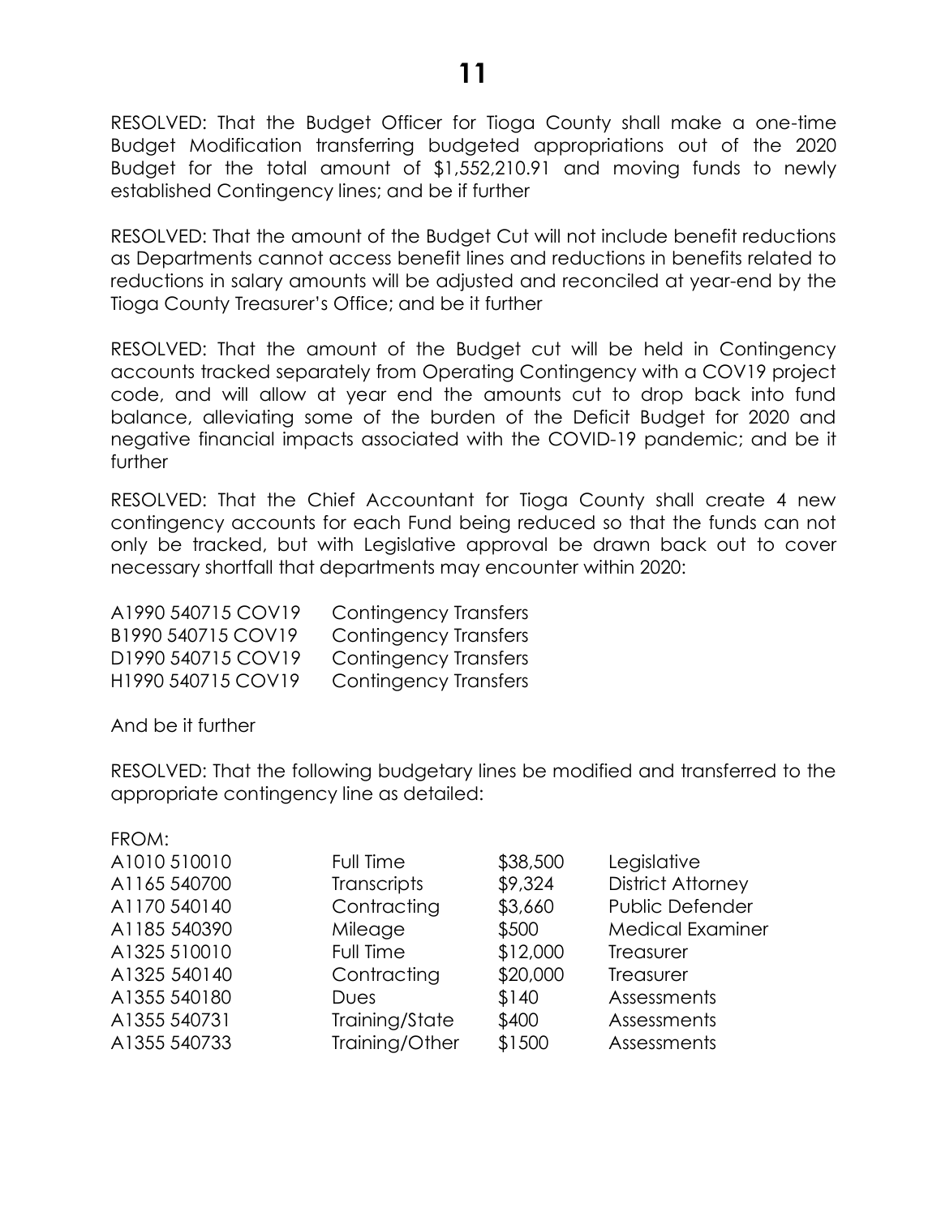RESOLVED: That the Budget Officer for Tioga County shall make a one-time Budget Modification transferring budgeted appropriations out of the 2020 Budget for the total amount of $1,552,210.91 and moving funds to newly established Contingency lines; and be if further

RESOLVED: That the amount of the Budget Cut will not include benefit reductions as Departments cannot access benefit lines and reductions in benefits related to reductions in salary amounts will be adjusted and reconciled at year-end by the Tioga County Treasurer's Office; and be it further

RESOLVED: That the amount of the Budget cut will be held in Contingency accounts tracked separately from Operating Contingency with a COV19 project code, and will allow at year end the amounts cut to drop back into fund balance, alleviating some of the burden of the Deficit Budget for 2020 and negative financial impacts associated with the COVID-19 pandemic; and be it further

RESOLVED: That the Chief Accountant for Tioga County shall create 4 new contingency accounts for each Fund being reduced so that the funds can not only be tracked, but with Legislative approval be drawn back out to cover necessary shortfall that departments may encounter within 2020:

| | |
|---|---|
| A1990 540715 COV19 | Contingency Transfers |
| B1990 540715 COV19 | Contingency Transfers |
| D1990 540715 COV19 | Contingency Transfers |
| H1990 540715 COV19 | Contingency Transfers |

And be it further

RESOLVED: That the following budgetary lines be modified and transferred to the appropriate contingency line as detailed:

FROM:

| | | | |
|---|---|---|---|
| A1010 510010 | Full Time | $38,500 | Legislative |
| A1165 540700 | Transcripts | $9,324 | District Attorney |
| A1170 540140 | Contracting | $3,660 | Public Defender |
| A1185 540390 | Mileage | $500 | Medical Examiner |
| A1325 510010 | Full Time | $12,000 | Treasurer |
| A1325 540140 | Contracting | $20,000 | Treasurer |
| A1355 540180 | Dues | $140 | Assessments |
| A1355 540731 | Training/State | $400 | Assessments |
| A1355 540733 | Training/Other | $1500 | Assessments |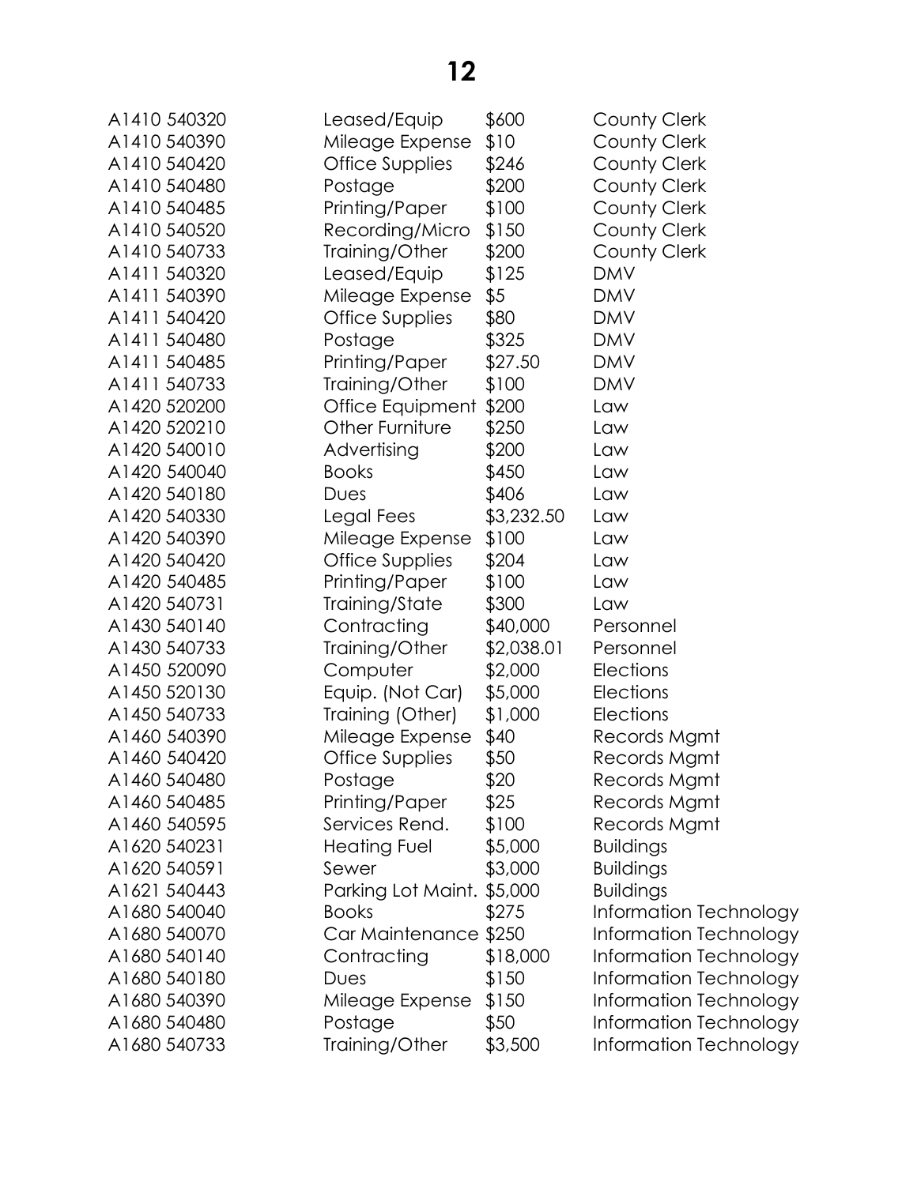| | | | |
|---|---|---|---|
| A1410 540320 | Leased/Equip | $600 | County Clerk |
| A1410 540390 | Mileage Expense | $10 | County Clerk |
| A1410 540420 | Office Supplies | $246 | County Clerk |
| A1410 540480 | Postage | $200 | County Clerk |
| A1410 540485 | Printing/Paper | $100 | County Clerk |
| A1410 540520 | Recording/Micro | $150 | County Clerk |
| A1410 540733 | Training/Other | $200 | County Clerk |
| A1411 540320 | Leased/Equip | $125 | DMV |
| A1411 540390 | Mileage Expense | $5 | DMV |
| A1411 540420 | Office Supplies | $80 | DMV |
| A1411 540480 | Postage | $325 | DMV |
| A1411 540485 | Printing/Paper | $27.50 | DMV |
| A1411 540733 | Training/Other | $100 | DMV |
| A1420 520200 | Office Equipment | $200 | Law |
| A1420 520210 | Other Furniture | $250 | Law |
| A1420 540010 | Advertising | $200 | Law |
| A1420 540040 | Books | $450 | Law |
| A1420 540180 | Dues | $406 | Law |
| A1420 540330 | Legal Fees | $3,232.50 | Law |
| A1420 540390 | Mileage Expense | $100 | Law |
| A1420 540420 | Office Supplies | $204 | Law |
| A1420 540485 | Printing/Paper | $100 | Law |
| A1420 540731 | Training/State | $300 | Law |
| A1430 540140 | Contracting | $40,000 | Personnel |
| A1430 540733 | Training/Other | $2,038.01 | Personnel |
| A1450 520090 | Computer | $2,000 | Elections |
| A1450 520130 | Equip. (Not Car) | $5,000 | Elections |
| A1450 540733 | Training (Other) | $1,000 | Elections |
| A1460 540390 | Mileage Expense | $40 | Records Mgmt |
| A1460 540420 | Office Supplies | $50 | Records Mgmt |
| A1460 540480 | Postage | $20 | Records Mgmt |
| A1460 540485 | Printing/Paper | $25 | Records Mgmt |
| A1460 540595 | Services Rend. | $100 | Records Mgmt |
| A1620 540231 | Heating Fuel | $5,000 | Buildings |
| A1620 540591 | Sewer | $3,000 | Buildings |
| A1621 540443 | Parking Lot Maint. | $5,000 | Buildings |
| A1680 540040 | Books | $275 | Information Technology |
| A1680 540070 | Car Maintenance | $250 | Information Technology |
| A1680 540140 | Contracting | $18,000 | Information Technology |
| A1680 540180 | Dues | $150 | Information Technology |
| A1680 540390 | Mileage Expense | $150 | Information Technology |
| A1680 540480 | Postage | $50 | Information Technology |
| A1680 540733 | Training/Other | $3,500 | Information Technology |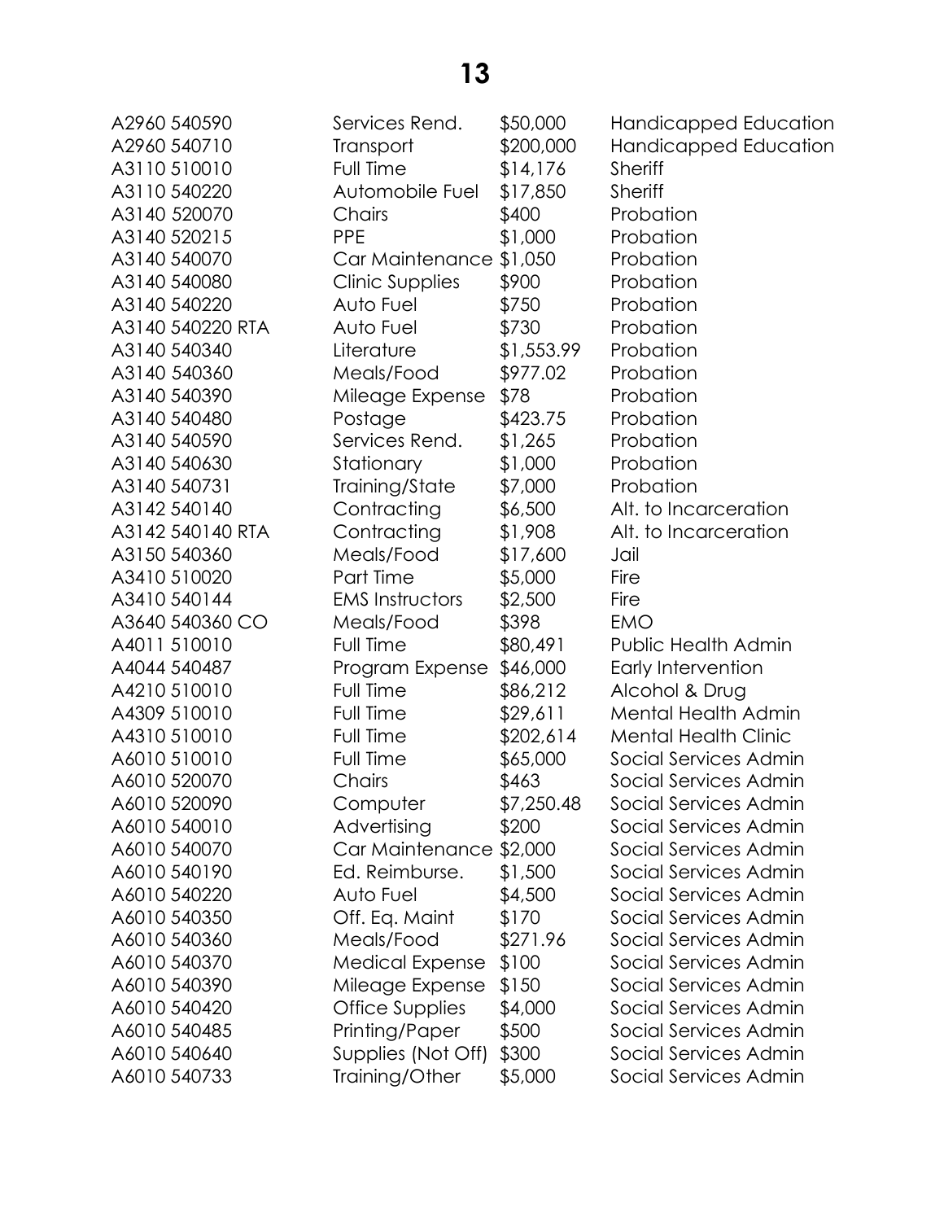| | | | |
|---|---|---|---|
| A2960 540590 | Services Rend. | $50,000 | Handicapped Education |
| A2960 540710 | Transport | $200,000 | Handicapped Education |
| A3110 510010 | Full Time | $14,176 | Sheriff |
| A3110 540220 | Automobile Fuel | $17,850 | Sheriff |
| A3140 520070 | Chairs | $400 | Probation |
| A3140 520215 | PPE | $1,000 | Probation |
| A3140 540070 | Car Maintenance | $1,050 | Probation |
| A3140 540080 | Clinic Supplies | $900 | Probation |
| A3140 540220 | Auto Fuel | $750 | Probation |
| A3140 540220 RTA | Auto Fuel | $730 | Probation |
| A3140 540340 | Literature | $1,553.99 | Probation |
| A3140 540360 | Meals/Food | $977.02 | Probation |
| A3140 540390 | Mileage Expense | $78 | Probation |
| A3140 540480 | Postage | $423.75 | Probation |
| A3140 540590 | Services Rend. | $1,265 | Probation |
| A3140 540630 | Stationary | $1,000 | Probation |
| A3140 540731 | Training/State | $7,000 | Probation |
| A3142 540140 | Contracting | $6,500 | Alt. to Incarceration |
| A3142 540140 RTA | Contracting | $1,908 | Alt. to Incarceration |
| A3150 540360 | Meals/Food | $17,600 | Jail |
| A3410 510020 | Part Time | $5,000 | Fire |
| A3410 540144 | EMS Instructors | $2,500 | Fire |
| A3640 540360 CO | Meals/Food | $398 | EMO |
| A4011 510010 | Full Time | $80,491 | Public Health Admin |
| A4044 540487 | Program Expense | $46,000 | Early Intervention |
| A4210 510010 | Full Time | $86,212 | Alcohol & Drug |
| A4309 510010 | Full Time | $29,611 | Mental Health Admin |
| A4310 510010 | Full Time | $202,614 | Mental Health Clinic |
| A6010 510010 | Full Time | $65,000 | Social Services Admin |
| A6010 520070 | Chairs | $463 | Social Services Admin |
| A6010 520090 | Computer | $7,250.48 | Social Services Admin |
| A6010 540010 | Advertising | $200 | Social Services Admin |
| A6010 540070 | Car Maintenance | $2,000 | Social Services Admin |
| A6010 540190 | Ed. Reimburse. | $1,500 | Social Services Admin |
| A6010 540220 | Auto Fuel | $4,500 | Social Services Admin |
| A6010 540350 | Off. Eq. Maint | $170 | Social Services Admin |
| A6010 540360 | Meals/Food | $271.96 | Social Services Admin |
| A6010 540370 | Medical Expense | $100 | Social Services Admin |
| A6010 540390 | Mileage Expense | $150 | Social Services Admin |
| A6010 540420 | Office Supplies | $4,000 | Social Services Admin |
| A6010 540485 | Printing/Paper | $500 | Social Services Admin |
| A6010 540640 | Supplies (Not Off) | $300 | Social Services Admin |
| A6010 540733 | Training/Other | $5,000 | Social Services Admin |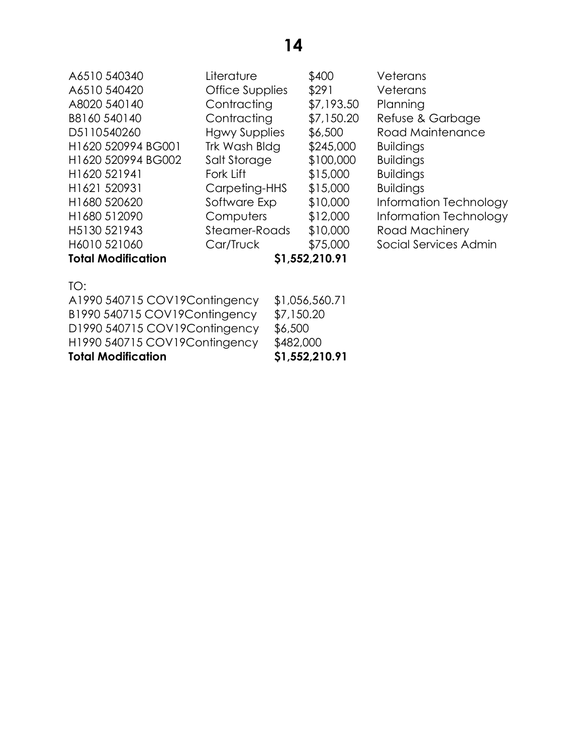| | | | |
|---|---|---|---|
| A6510 540340 | Literature | $400 | Veterans |
| A6510 540420 | Office Supplies | $291 | Veterans |
| A8020 540140 | Contracting | $7,193.50 | Planning |
| B8160 540140 | Contracting | $7,150.20 | Refuse & Garbage |
| D5110540260 | Hgwy Supplies | $6,500 | Road Maintenance |
| H1620 520994 BG001 | Trk Wash Bldg | $245,000 | Buildings |
| H1620 520994 BG002 | Salt Storage | $100,000 | Buildings |
| H1620 521941 | Fork Lift | $15,000 | Buildings |
| H1621 520931 | Carpeting-HHS | $15,000 | Buildings |
| H1680 520620 | Software Exp | $10,000 | Information Technology |
| H1680 512090 | Computers | $12,000 | Information Technology |
| H5130 521943 | Steamer-Roads | $10,000 | Road Machinery |
| H6010 521060 | Car/Truck | $75,000 | Social Services Admin |
| **Total Modification** | | **$1,552,210.91** | |

TO:

| | |
|---|---|
| A1990 540715 COV19Contingency | $1,056,560.71 |
| B1990 540715 COV19Contingency | $7,150.20 |
| D1990 540715 COV19Contingency | $6,500 |
| H1990 540715 COV19Contingency | $482,000 |
| **Total Modification** | **$1,552,210.91** |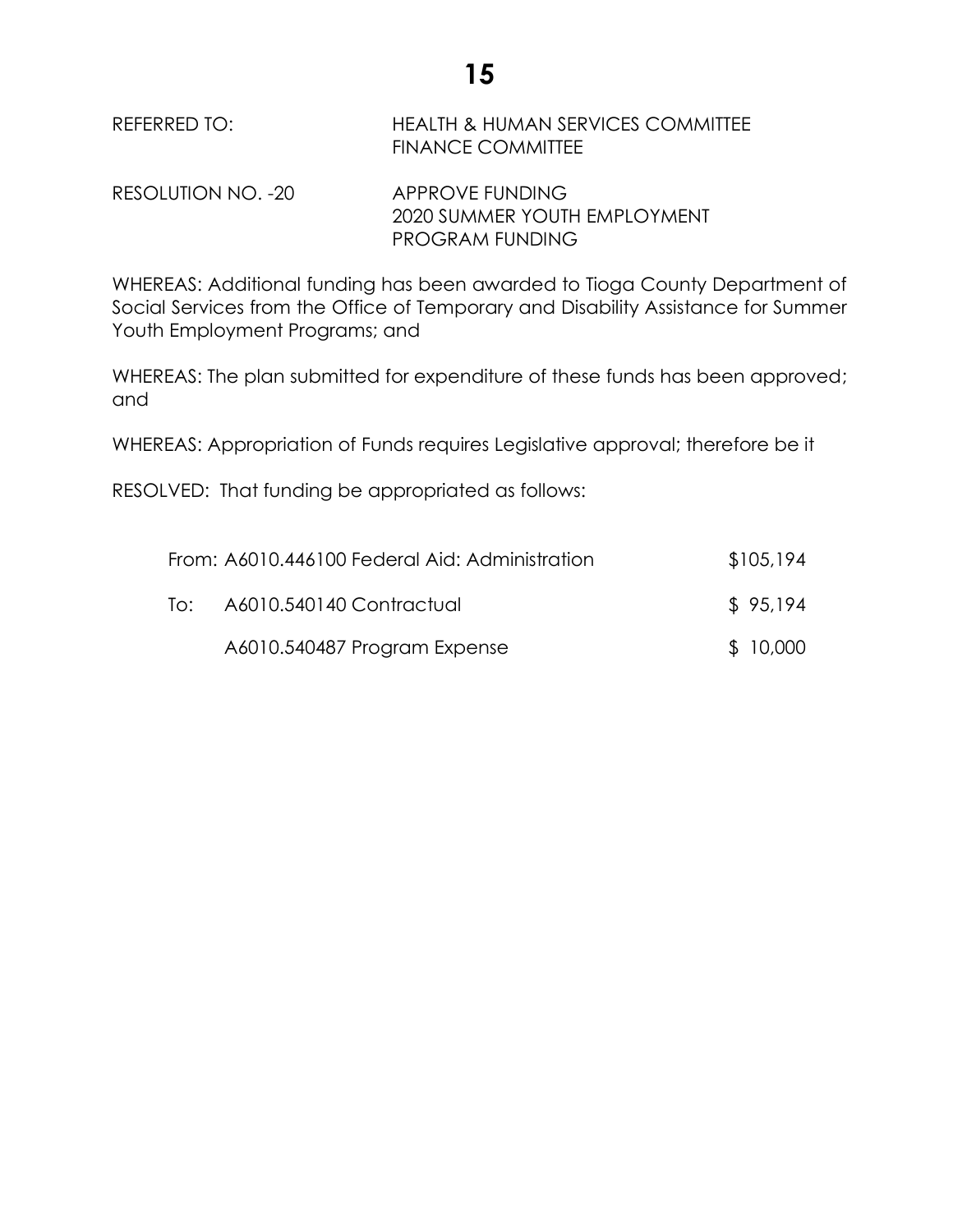REFERRED TO: HEALTH & HUMAN SERVICES COMMITTEE
FINANCE COMMITTEE

RESOLUTION NO. -20 APPROVE FUNDING
2020 SUMMER YOUTH EMPLOYMENT
PROGRAM FUNDING

WHEREAS: Additional funding has been awarded to Tioga County Department of Social Services from the Office of Temporary and Disability Assistance for Summer Youth Employment Programs; and

WHEREAS: The plan submitted for expenditure of these funds has been approved; and

WHEREAS: Appropriation of Funds requires Legislative approval; therefore be it

RESOLVED: That funding be appropriated as follows:

| | | |
|---|---|---|
| From: | A6010.446100 Federal Aid: Administration | $105,194 |
| To: | A6010.540140 Contractual | $ 95,194 |
| | A6010.540487 Program Expense | $ 10,000 |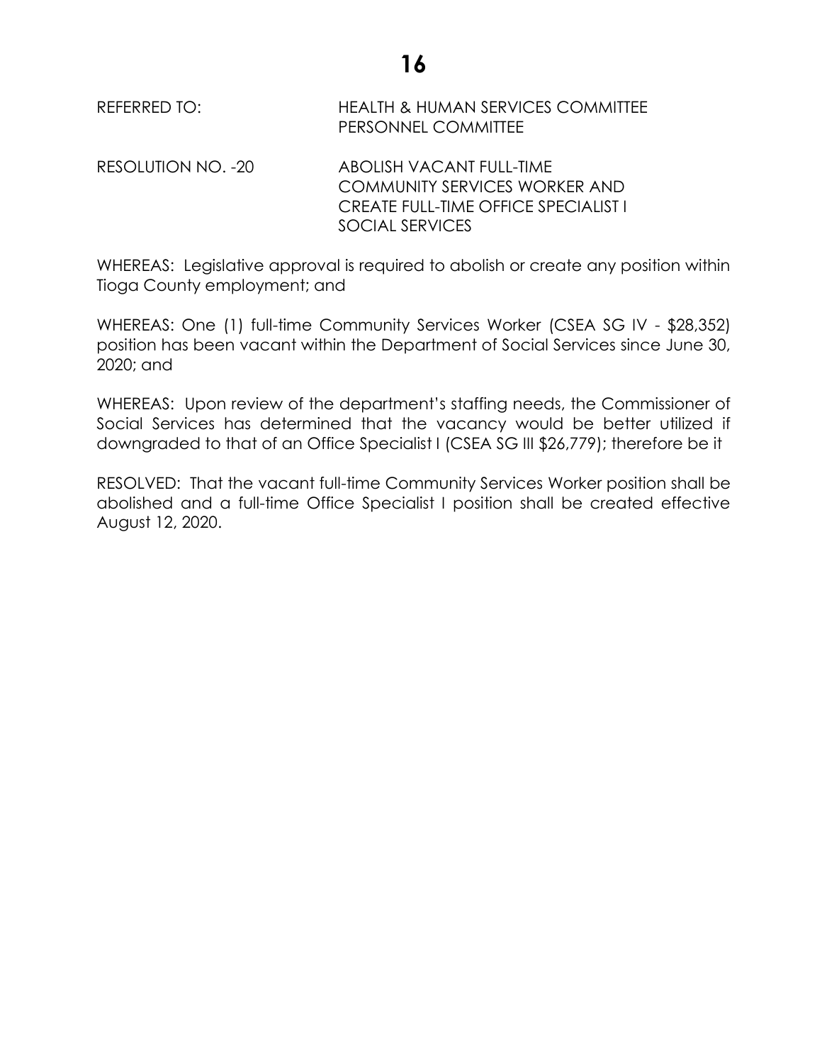REFERRED TO: HEALTH & HUMAN SERVICES COMMITTEE
PERSONNEL COMMITTEE

RESOLUTION NO. -20 ABOLISH VACANT FULL-TIME COMMUNITY SERVICES WORKER AND CREATE FULL-TIME OFFICE SPECIALIST I SOCIAL SERVICES

WHEREAS: Legislative approval is required to abolish or create any position within Tioga County employment; and

WHEREAS: One (1) full-time Community Services Worker (CSEA SG IV - $28,352) position has been vacant within the Department of Social Services since June 30, 2020; and

WHEREAS: Upon review of the department's staffing needs, the Commissioner of Social Services has determined that the vacancy would be better utilized if downgraded to that of an Office Specialist I (CSEA SG III $26,779); therefore be it

RESOLVED: That the vacant full-time Community Services Worker position shall be abolished and a full-time Office Specialist I position shall be created effective August 12, 2020.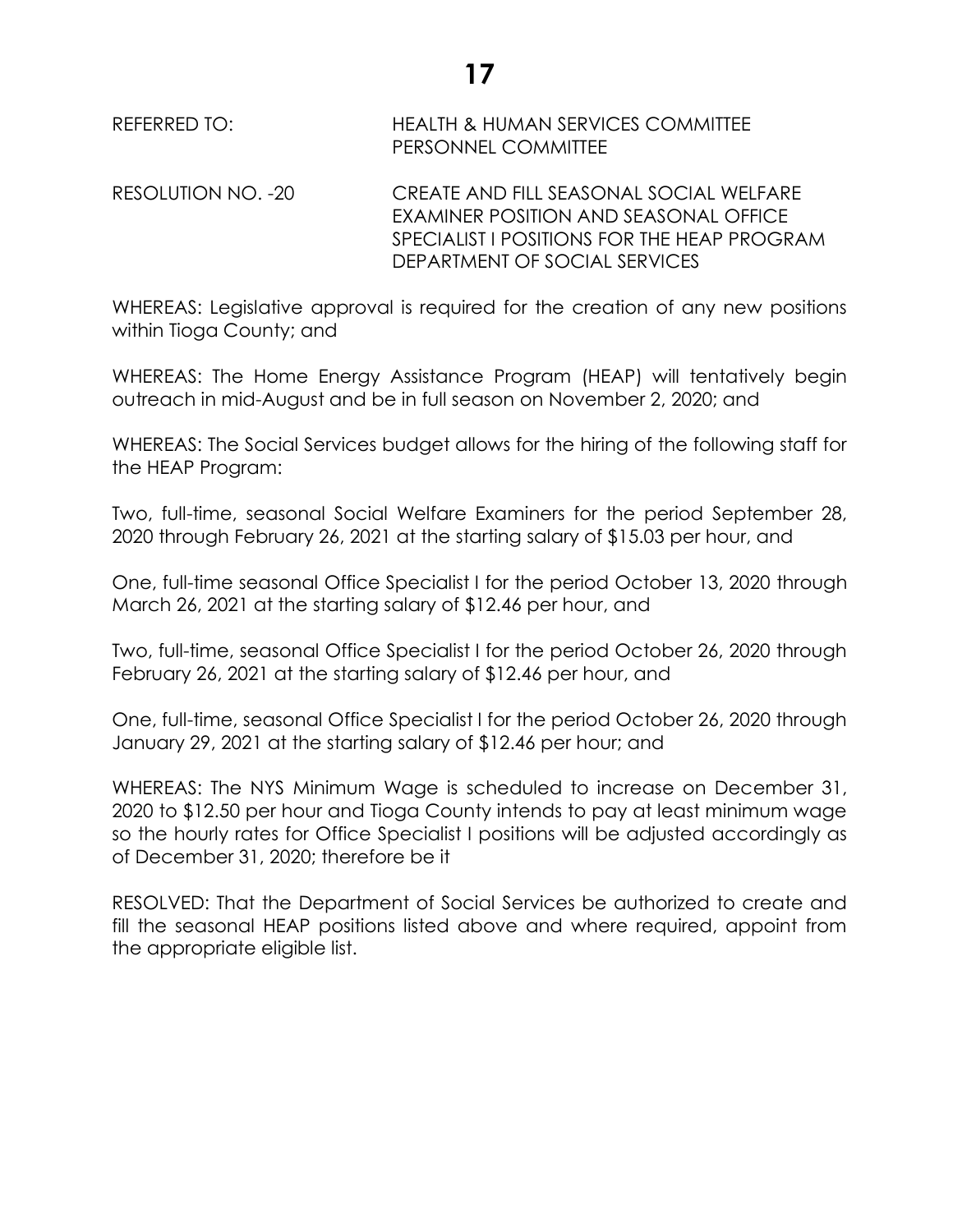REFERRED TO: HEALTH & HUMAN SERVICES COMMITTEE
PERSONNEL COMMITTEE

RESOLUTION NO. -20 CREATE AND FILL SEASONAL SOCIAL WELFARE EXAMINER POSITION AND SEASONAL OFFICE SPECIALIST I POSITIONS FOR THE HEAP PROGRAM DEPARTMENT OF SOCIAL SERVICES

WHEREAS: Legislative approval is required for the creation of any new positions within Tioga County; and

WHEREAS: The Home Energy Assistance Program (HEAP) will tentatively begin outreach in mid-August and be in full season on November 2, 2020; and

WHEREAS: The Social Services budget allows for the hiring of the following staff for the HEAP Program:

Two, full-time, seasonal Social Welfare Examiners for the period September 28, 2020 through February 26, 2021 at the starting salary of $15.03 per hour, and

One, full-time seasonal Office Specialist I for the period October 13, 2020 through March 26, 2021 at the starting salary of $12.46 per hour, and

Two, full-time, seasonal Office Specialist I for the period October 26, 2020 through February 26, 2021 at the starting salary of $12.46 per hour, and

One, full-time, seasonal Office Specialist I for the period October 26, 2020 through January 29, 2021 at the starting salary of $12.46 per hour; and

WHEREAS: The NYS Minimum Wage is scheduled to increase on December 31, 2020 to $12.50 per hour and Tioga County intends to pay at least minimum wage so the hourly rates for Office Specialist I positions will be adjusted accordingly as of December 31, 2020; therefore be it

RESOLVED: That the Department of Social Services be authorized to create and fill the seasonal HEAP positions listed above and where required, appoint from the appropriate eligible list.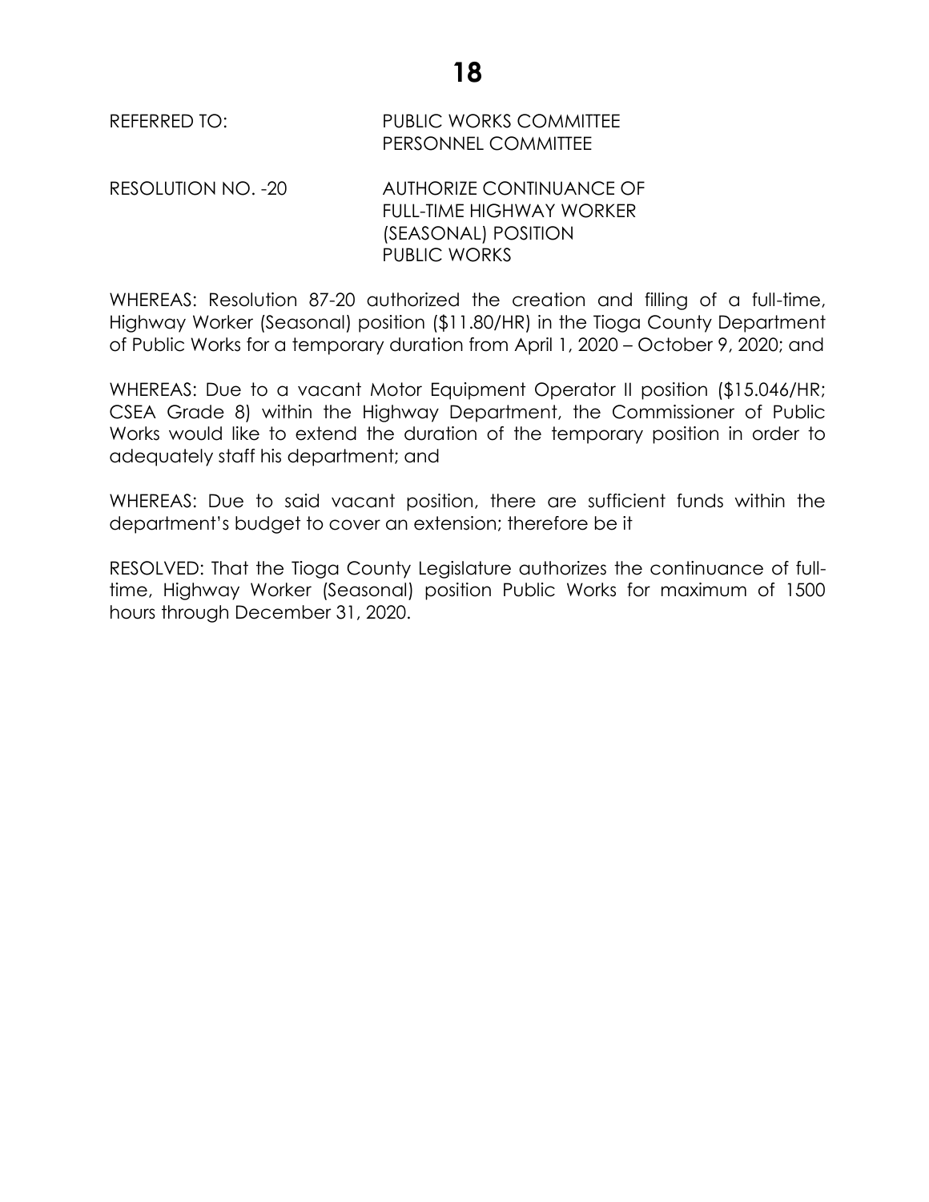REFERRED TO: PUBLIC WORKS COMMITTEE
PERSONNEL COMMITTEE

RESOLUTION NO. -20 AUTHORIZE CONTINUANCE OF FULL-TIME HIGHWAY WORKER (SEASONAL) POSITION PUBLIC WORKS

WHEREAS: Resolution 87-20 authorized the creation and filling of a full-time, Highway Worker (Seasonal) position ($11.80/HR) in the Tioga County Department of Public Works for a temporary duration from April 1, 2020 – October 9, 2020; and

WHEREAS: Due to a vacant Motor Equipment Operator II position ($15.046/HR; CSEA Grade 8) within the Highway Department, the Commissioner of Public Works would like to extend the duration of the temporary position in order to adequately staff his department; and

WHEREAS: Due to said vacant position, there are sufficient funds within the department's budget to cover an extension; therefore be it

RESOLVED: That the Tioga County Legislature authorizes the continuance of full-time, Highway Worker (Seasonal) position Public Works for maximum of 1500 hours through December 31, 2020.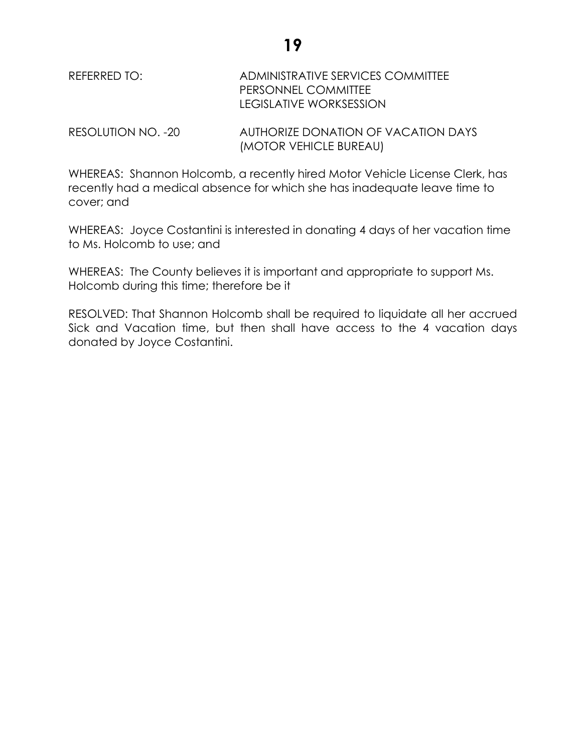REFERRED TO: ADMINISTRATIVE SERVICES COMMITTEE
PERSONNEL COMMITTEE
LEGISLATIVE WORKSESSION

RESOLUTION NO. -20 AUTHORIZE DONATION OF VACATION DAYS (MOTOR VEHICLE BUREAU)

WHEREAS: Shannon Holcomb, a recently hired Motor Vehicle License Clerk, has recently had a medical absence for which she has inadequate leave time to cover; and

WHEREAS: Joyce Costantini is interested in donating 4 days of her vacation time to Ms. Holcomb to use; and

WHEREAS: The County believes it is important and appropriate to support Ms. Holcomb during this time; therefore be it

RESOLVED: That Shannon Holcomb shall be required to liquidate all her accrued Sick and Vacation time, but then shall have access to the 4 vacation days donated by Joyce Costantini.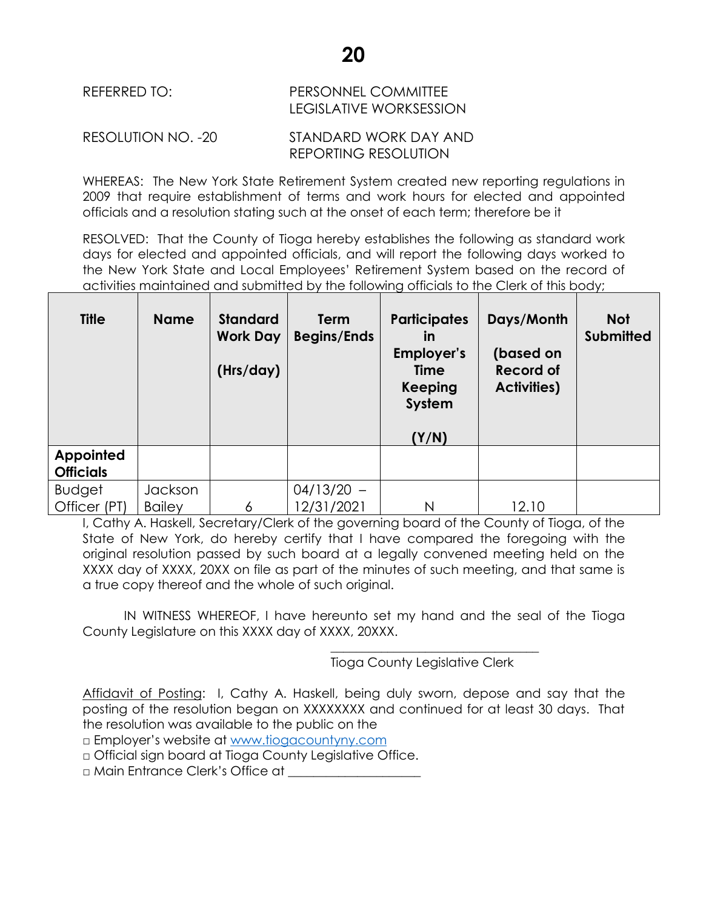REFERRED TO: PERSONNEL COMMITTEE
LEGISLATIVE WORKSESSION

RESOLUTION NO. -20 STANDARD WORK DAY AND
REPORTING RESOLUTION

WHEREAS: The New York State Retirement System created new reporting regulations in 2009 that require establishment of terms and work hours for elected and appointed officials and a resolution stating such at the onset of each term; therefore be it

RESOLVED: That the County of Tioga hereby establishes the following as standard work days for elected and appointed officials, and will report the following days worked to the New York State and Local Employees' Retirement System based on the record of activities maintained and submitted by the following officials to the Clerk of this body;

| Title | Name | Standard Work Day (Hrs/day) | Term Begins/Ends | Participates in Employer's Time Keeping System (Y/N) | Days/Month (based on Record of Activities) | Not Submitted |
|---|---|---|---|---|---|---|
| **Appointed Officials** | | | | | | |
| Budget Officer (PT) | Jackson Bailey | 6 | 04/13/20 – 12/31/2021 | N | 12.10 | |

I, Cathy A. Haskell, Secretary/Clerk of the governing board of the County of Tioga, of the State of New York, do hereby certify that I have compared the foregoing with the original resolution passed by such board at a legally convened meeting held on the XXXX day of XXXX, 20XX on file as part of the minutes of such meeting, and that same is a true copy thereof and the whole of such original.

IN WITNESS WHEREOF, I have hereunto set my hand and the seal of the Tioga County Legislature on this XXXX day of XXXX, 20XXX.

\_\_\_\_\_\_\_\_\_\_\_\_\_\_\_\_\_\_\_\_\_\_\_\_\_\_\_\_\_\_\_\_
Tioga County Legislative Clerk

Affidavit of Posting: I, Cathy A. Haskell, being duly sworn, depose and say that the posting of the resolution began on XXXXXXXX and continued for at least 30 days. That the resolution was available to the public on the

□ Employer's website at www.tiogacountyny.com
□ Official sign board at Tioga County Legislative Office.
□ Main Entrance Clerk's Office at \_\_\_\_\_\_\_\_\_\_\_\_\_\_\_\_\_\_\_\_